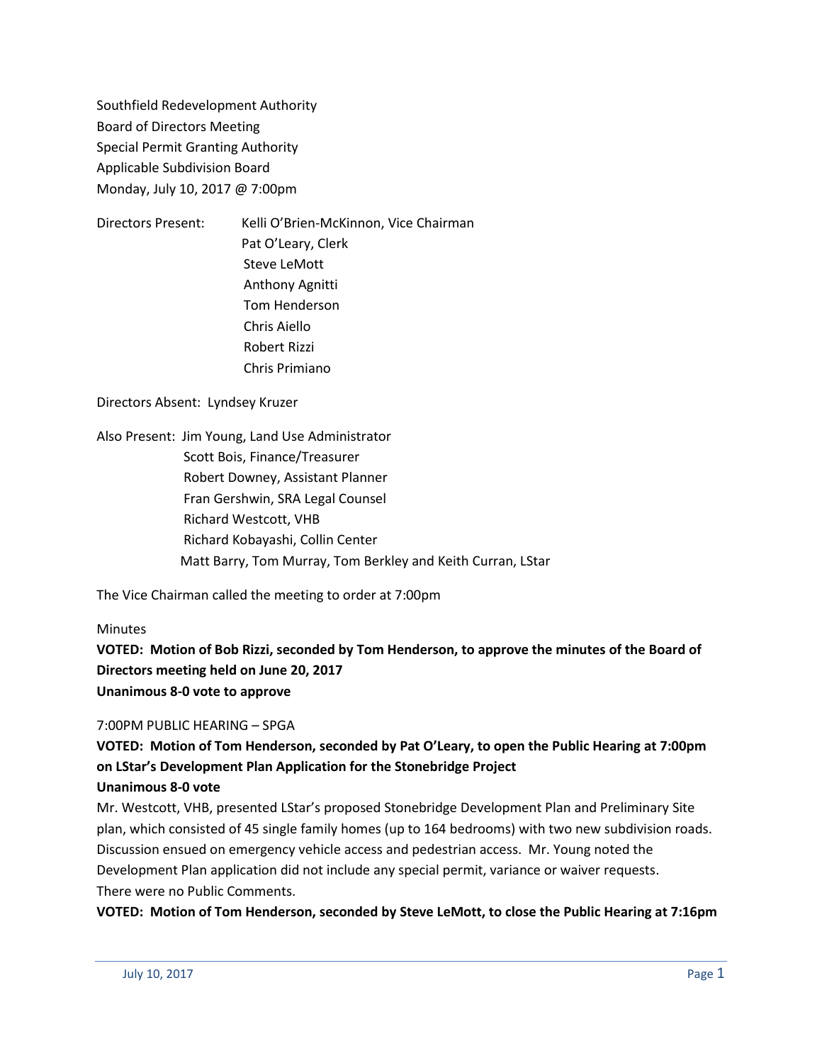Southfield Redevelopment Authority
Board of Directors Meeting
Special Permit Granting Authority
Applicable Subdivision Board
Monday, July 10, 2017 @ 7:00pm

Directors Present: Kelli O'Brien-McKinnon, Vice Chairman
Pat O'Leary, Clerk
Steve LeMott
Anthony Agnitti
Tom Henderson
Chris Aiello
Robert Rizzi
Chris Primiano

Directors Absent: Lyndsey Kruzer

Also Present: Jim Young, Land Use Administrator
Scott Bois, Finance/Treasurer
Robert Downey, Assistant Planner
Fran Gershwin, SRA Legal Counsel
Richard Westcott, VHB
Richard Kobayashi, Collin Center
Matt Barry, Tom Murray, Tom Berkley and Keith Curran, LStar

The Vice Chairman called the meeting to order at 7:00pm

Minutes

**VOTED: Motion of Bob Rizzi, seconded by Tom Henderson, to approve the minutes of the Board of Directors meeting held on June 20, 2017**
**Unanimous 8-0 vote to approve**

7:00PM PUBLIC HEARING – SPGA

**VOTED: Motion of Tom Henderson, seconded by Pat O'Leary, to open the Public Hearing at 7:00pm on LStar's Development Plan Application for the Stonebridge Project**
**Unanimous 8-0 vote**

Mr. Westcott, VHB, presented LStar's proposed Stonebridge Development Plan and Preliminary Site plan, which consisted of 45 single family homes (up to 164 bedrooms) with two new subdivision roads. Discussion ensued on emergency vehicle access and pedestrian access. Mr. Young noted the Development Plan application did not include any special permit, variance or waiver requests.
There were no Public Comments.

**VOTED: Motion of Tom Henderson, seconded by Steve LeMott, to close the Public Hearing at 7:16pm**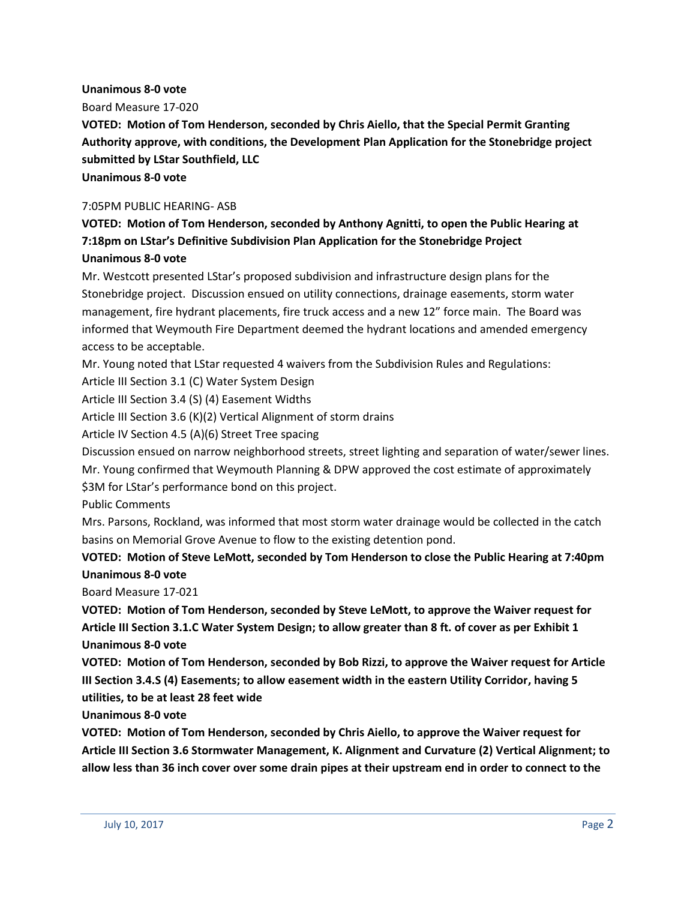**Unanimous 8-0 vote**

Board Measure 17-020

**VOTED: Motion of Tom Henderson, seconded by Chris Aiello, that the Special Permit Granting Authority approve, with conditions, the Development Plan Application for the Stonebridge project submitted by LStar Southfield, LLC**

**Unanimous 8-0 vote**

7:05PM PUBLIC HEARING- ASB

**VOTED: Motion of Tom Henderson, seconded by Anthony Agnitti, to open the Public Hearing at 7:18pm on LStar's Definitive Subdivision Plan Application for the Stonebridge Project**

**Unanimous 8-0 vote**

Mr. Westcott presented LStar's proposed subdivision and infrastructure design plans for the Stonebridge project. Discussion ensued on utility connections, drainage easements, storm water management, fire hydrant placements, fire truck access and a new 12" force main. The Board was informed that Weymouth Fire Department deemed the hydrant locations and amended emergency access to be acceptable.

Mr. Young noted that LStar requested 4 waivers from the Subdivision Rules and Regulations:

Article III Section 3.1 (C) Water System Design

Article III Section 3.4 (S) (4) Easement Widths

Article III Section 3.6 (K)(2) Vertical Alignment of storm drains

Article IV Section 4.5 (A)(6) Street Tree spacing

Discussion ensued on narrow neighborhood streets, street lighting and separation of water/sewer lines. Mr. Young confirmed that Weymouth Planning & DPW approved the cost estimate of approximately $3M for LStar's performance bond on this project.

Public Comments

Mrs. Parsons, Rockland, was informed that most storm water drainage would be collected in the catch basins on Memorial Grove Avenue to flow to the existing detention pond.

**VOTED: Motion of Steve LeMott, seconded by Tom Henderson to close the Public Hearing at 7:40pm**

**Unanimous 8-0 vote**

Board Measure 17-021

**VOTED: Motion of Tom Henderson, seconded by Steve LeMott, to approve the Waiver request for Article III Section 3.1.C Water System Design; to allow greater than 8 ft. of cover as per Exhibit 1**

**Unanimous 8-0 vote**

**VOTED: Motion of Tom Henderson, seconded by Bob Rizzi, to approve the Waiver request for Article III Section 3.4.S (4) Easements; to allow easement width in the eastern Utility Corridor, having 5 utilities, to be at least 28 feet wide**

**Unanimous 8-0 vote**

**VOTED: Motion of Tom Henderson, seconded by Chris Aiello, to approve the Waiver request for Article III Section 3.6 Stormwater Management, K. Alignment and Curvature (2) Vertical Alignment; to allow less than 36 inch cover over some drain pipes at their upstream end in order to connect to the**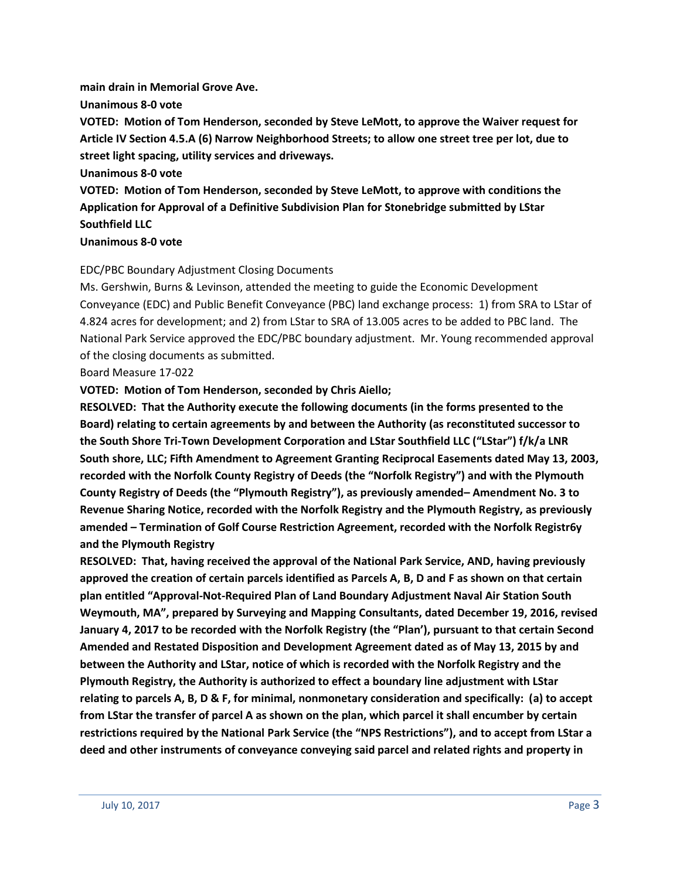**main drain in Memorial Grove Ave.**

**Unanimous 8-0 vote**

**VOTED: Motion of Tom Henderson, seconded by Steve LeMott, to approve the Waiver request for Article IV Section 4.5.A (6) Narrow Neighborhood Streets; to allow one street tree per lot, due to street light spacing, utility services and driveways.**

**Unanimous 8-0 vote**

**VOTED: Motion of Tom Henderson, seconded by Steve LeMott, to approve with conditions the Application for Approval of a Definitive Subdivision Plan for Stonebridge submitted by LStar Southfield LLC**

**Unanimous 8-0 vote**

EDC/PBC Boundary Adjustment Closing Documents

Ms. Gershwin, Burns & Levinson, attended the meeting to guide the Economic Development Conveyance (EDC) and Public Benefit Conveyance (PBC) land exchange process: 1) from SRA to LStar of 4.824 acres for development; and 2) from LStar to SRA of 13.005 acres to be added to PBC land. The National Park Service approved the EDC/PBC boundary adjustment. Mr. Young recommended approval of the closing documents as submitted.

Board Measure 17-022

**VOTED: Motion of Tom Henderson, seconded by Chris Aiello;**

**RESOLVED: That the Authority execute the following documents (in the forms presented to the Board) relating to certain agreements by and between the Authority (as reconstituted successor to the South Shore Tri-Town Development Corporation and LStar Southfield LLC ("LStar") f/k/a LNR South shore, LLC; Fifth Amendment to Agreement Granting Reciprocal Easements dated May 13, 2003, recorded with the Norfolk County Registry of Deeds (the "Norfolk Registry") and with the Plymouth County Registry of Deeds (the "Plymouth Registry"), as previously amended– Amendment No. 3 to Revenue Sharing Notice, recorded with the Norfolk Registry and the Plymouth Registry, as previously amended – Termination of Golf Course Restriction Agreement, recorded with the Norfolk Registr6y and the Plymouth Registry**

**RESOLVED: That, having received the approval of the National Park Service, AND, having previously approved the creation of certain parcels identified as Parcels A, B, D and F as shown on that certain plan entitled "Approval-Not-Required Plan of Land Boundary Adjustment Naval Air Station South Weymouth, MA", prepared by Surveying and Mapping Consultants, dated December 19, 2016, revised January 4, 2017 to be recorded with the Norfolk Registry (the "Plan'), pursuant to that certain Second Amended and Restated Disposition and Development Agreement dated as of May 13, 2015 by and between the Authority and LStar, notice of which is recorded with the Norfolk Registry and the Plymouth Registry, the Authority is authorized to effect a boundary line adjustment with LStar relating to parcels A, B, D & F, for minimal, nonmonetary consideration and specifically: (a) to accept from LStar the transfer of parcel A as shown on the plan, which parcel it shall encumber by certain restrictions required by the National Park Service (the "NPS Restrictions"), and to accept from LStar a deed and other instruments of conveyance conveying said parcel and related rights and property in**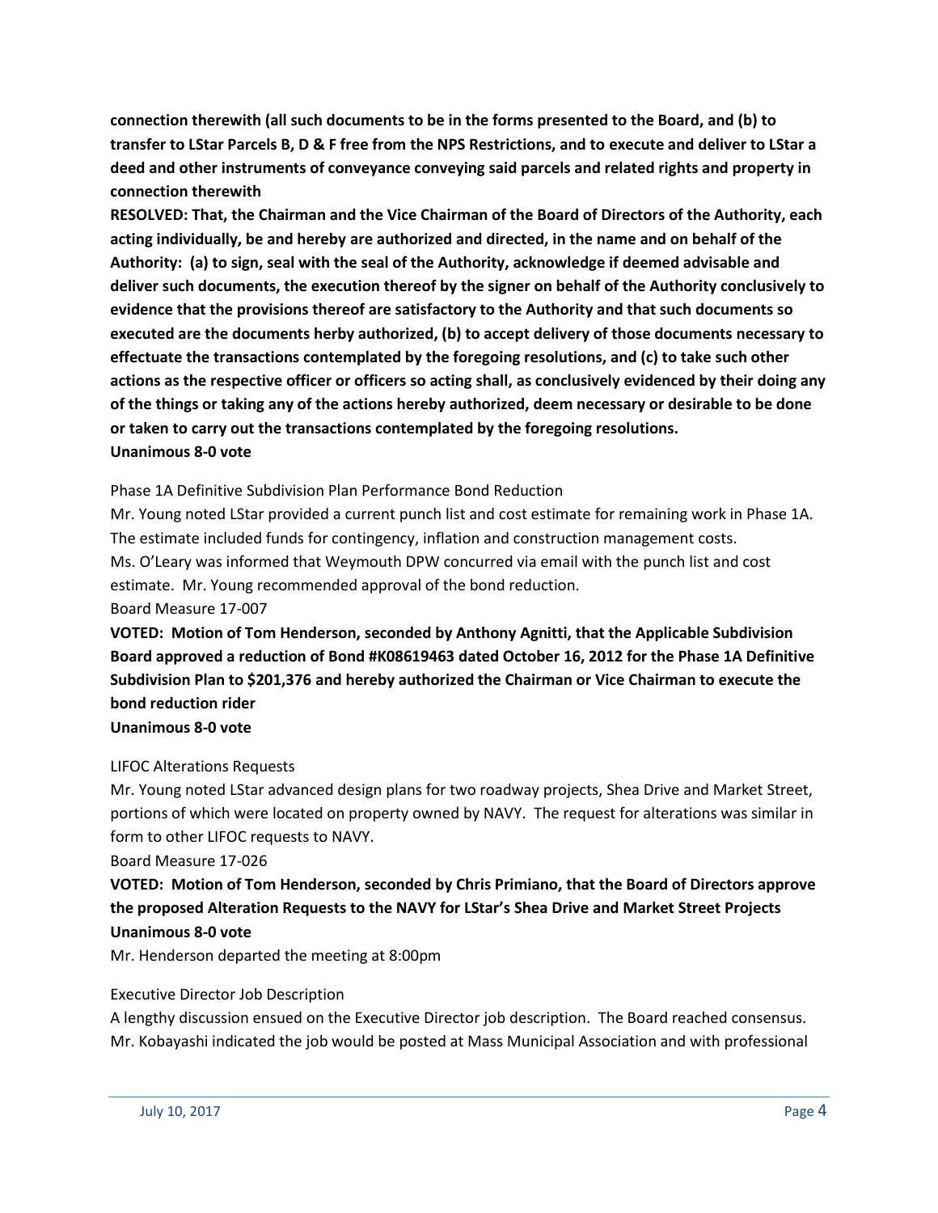**connection therewith (all such documents to be in the forms presented to the Board, and (b) to transfer to LStar Parcels B, D & F free from the NPS Restrictions, and to execute and deliver to LStar a deed and other instruments of conveyance conveying said parcels and related rights and property in connection therewith**

**RESOLVED: That, the Chairman and the Vice Chairman of the Board of Directors of the Authority, each acting individually, be and hereby are authorized and directed, in the name and on behalf of the Authority: (a) to sign, seal with the seal of the Authority, acknowledge if deemed advisable and deliver such documents, the execution thereof by the signer on behalf of the Authority conclusively to evidence that the provisions thereof are satisfactory to the Authority and that such documents so executed are the documents herby authorized, (b) to accept delivery of those documents necessary to effectuate the transactions contemplated by the foregoing resolutions, and (c) to take such other actions as the respective officer or officers so acting shall, as conclusively evidenced by their doing any of the things or taking any of the actions hereby authorized, deem necessary or desirable to be done or taken to carry out the transactions contemplated by the foregoing resolutions.**

**Unanimous 8-0 vote**

Phase 1A Definitive Subdivision Plan Performance Bond Reduction

Mr. Young noted LStar provided a current punch list and cost estimate for remaining work in Phase 1A. The estimate included funds for contingency, inflation and construction management costs.

Ms. O'Leary was informed that Weymouth DPW concurred via email with the punch list and cost estimate. Mr. Young recommended approval of the bond reduction.

Board Measure 17-007

**VOTED: Motion of Tom Henderson, seconded by Anthony Agnitti, that the Applicable Subdivision Board approved a reduction of Bond #K08619463 dated October 16, 2012 for the Phase 1A Definitive Subdivision Plan to $201,376 and hereby authorized the Chairman or Vice Chairman to execute the bond reduction rider**

**Unanimous 8-0 vote**

LIFOC Alterations Requests

Mr. Young noted LStar advanced design plans for two roadway projects, Shea Drive and Market Street, portions of which were located on property owned by NAVY. The request for alterations was similar in form to other LIFOC requests to NAVY.

Board Measure 17-026

**VOTED: Motion of Tom Henderson, seconded by Chris Primiano, that the Board of Directors approve the proposed Alteration Requests to the NAVY for LStar's Shea Drive and Market Street Projects**

**Unanimous 8-0 vote**

Mr. Henderson departed the meeting at 8:00pm

Executive Director Job Description

A lengthy discussion ensued on the Executive Director job description. The Board reached consensus. Mr. Kobayashi indicated the job would be posted at Mass Municipal Association and with professional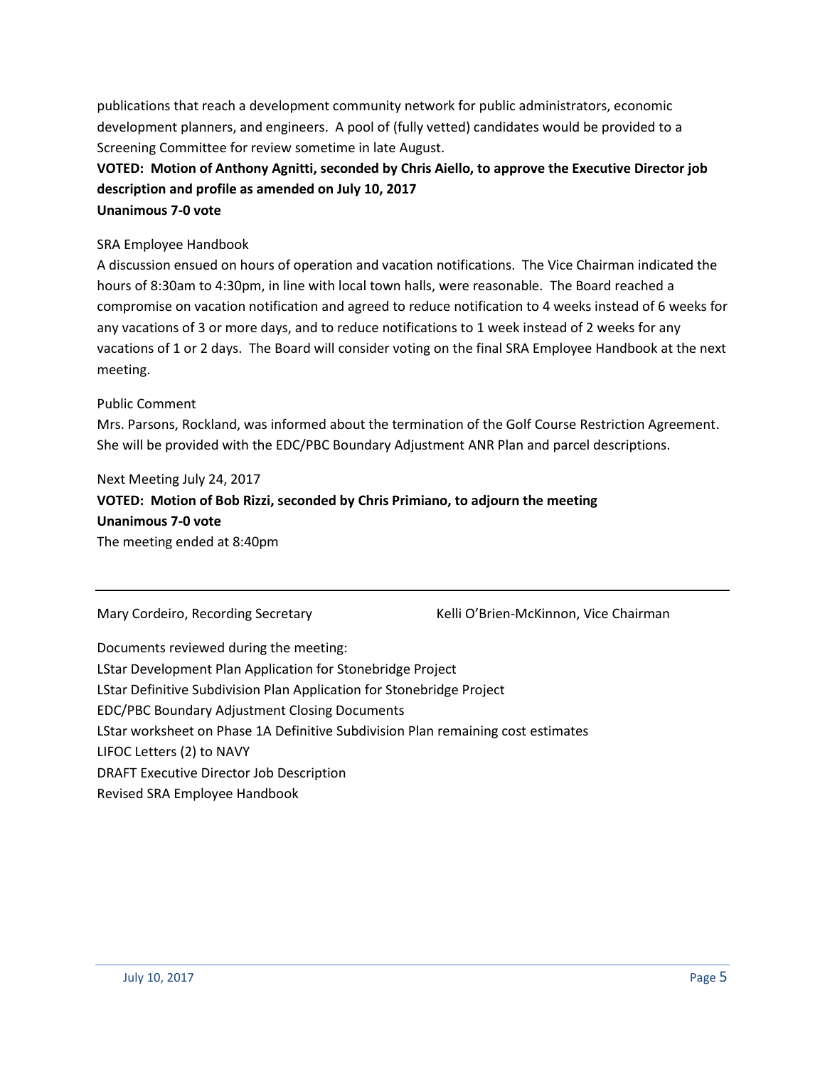publications that reach a development community network for public administrators, economic development planners, and engineers. A pool of (fully vetted) candidates would be provided to a Screening Committee for review sometime in late August.

**VOTED: Motion of Anthony Agnitti, seconded by Chris Aiello, to approve the Executive Director job description and profile as amended on July 10, 2017**
**Unanimous 7-0 vote**

SRA Employee Handbook

A discussion ensued on hours of operation and vacation notifications. The Vice Chairman indicated the hours of 8:30am to 4:30pm, in line with local town halls, were reasonable. The Board reached a compromise on vacation notification and agreed to reduce notification to 4 weeks instead of 6 weeks for any vacations of 3 or more days, and to reduce notifications to 1 week instead of 2 weeks for any vacations of 1 or 2 days. The Board will consider voting on the final SRA Employee Handbook at the next meeting.

Public Comment

Mrs. Parsons, Rockland, was informed about the termination of the Golf Course Restriction Agreement. She will be provided with the EDC/PBC Boundary Adjustment ANR Plan and parcel descriptions.

Next Meeting July 24, 2017

**VOTED: Motion of Bob Rizzi, seconded by Chris Primiano, to adjourn the meeting**
**Unanimous 7-0 vote**

The meeting ended at 8:40pm

---

Mary Cordeiro, Recording Secretary        Kelli O'Brien-McKinnon, Vice Chairman

Documents reviewed during the meeting:

LStar Development Plan Application for Stonebridge Project
LStar Definitive Subdivision Plan Application for Stonebridge Project
EDC/PBC Boundary Adjustment Closing Documents
LStar worksheet on Phase 1A Definitive Subdivision Plan remaining cost estimates
LIFOC Letters (2) to NAVY
DRAFT Executive Director Job Description
Revised SRA Employee Handbook